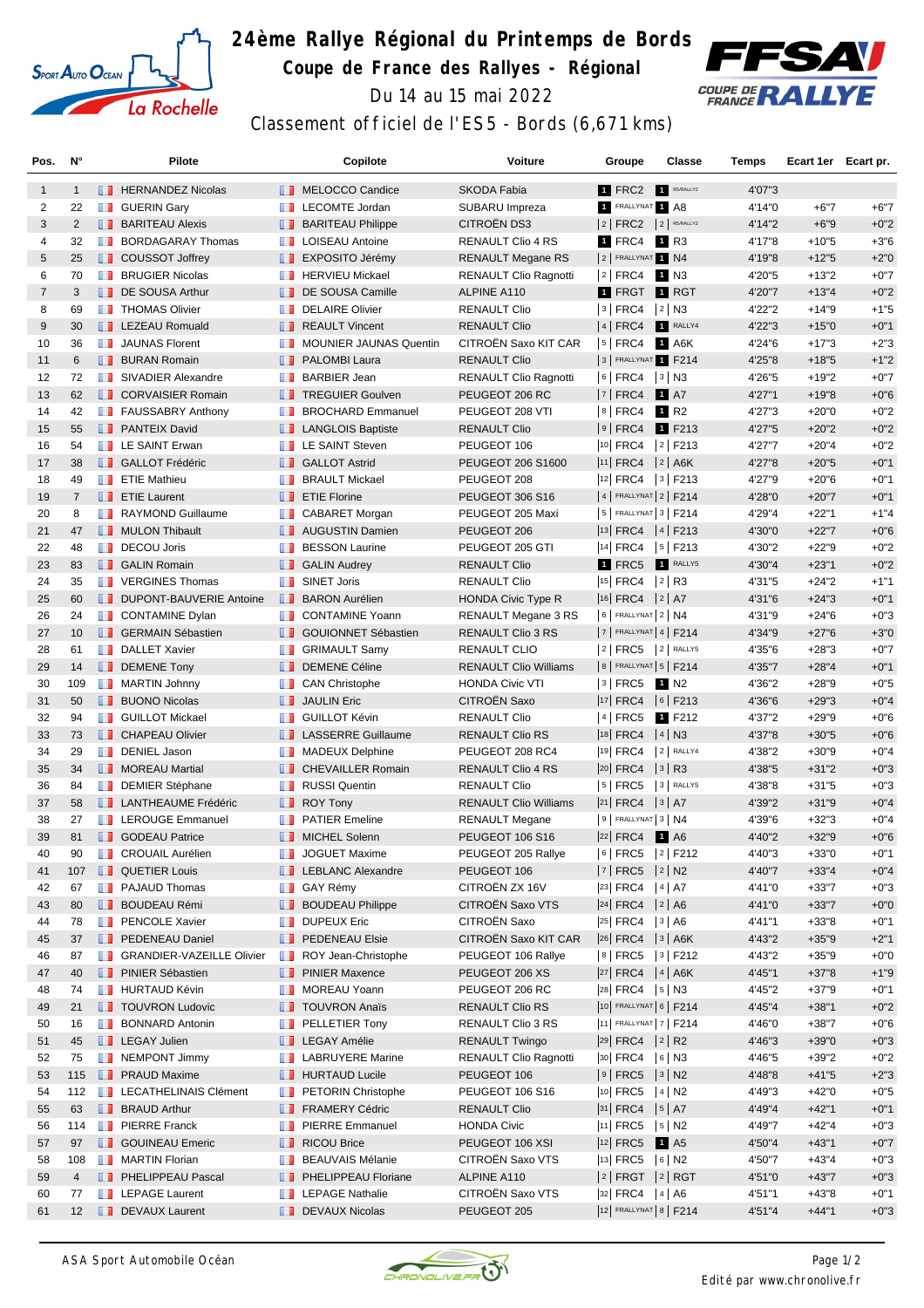# 24ème Rallye Régional du Printemps de Bords

## Coupe de France des Rallyes - Régional

Du 14 au 15 mai 2022

Classement officiel de l'ES5 - Bords (6,671 kms)

| Pos. | N° | Pilote | Copilote | Voiture | Groupe | Classe | Temps | Ecart 1er | Ecart pr. |
|---|---|---|---|---|---|---|---|---|---|
| 1 | 1 | HERNANDEZ Nicolas | MELOCCO Candice | SKODA Fabia | 1 FRC2 | 1 R5/RALLY2 | 4'07"3 | | |
| 2 | 22 | GUERIN Gary | LECOMTE Jordan | SUBARU Impreza | 1 FRALLYNAT | 1 A8 | 4'14"0 | +6"7 | +6"7 |
| 3 | 2 | BARITEAU Alexis | BARITEAU Philippe | CITROËN DS3 | 2 FRC2 | 2 R5/RALLY2 | 4'14"2 | +6"9 | +0"2 |
| 4 | 32 | BORDAGARAY Thomas | LOISEAU Antoine | RENAULT Clio 4 RS | 1 FRC4 | 1 R3 | 4'17"8 | +10"5 | +3"6 |
| 5 | 25 | COUSSOT Joffrey | EXPOSITO Jérémy | RENAULT Megane RS | 2 FRALLYNAT | 1 N4 | 4'19"8 | +12"5 | +2"0 |
| 6 | 70 | BRUGIER Nicolas | HERVIEU Mickael | RENAULT Clio Ragnotti | 2 FRC4 | 1 N3 | 4'20"5 | +13"2 | +0"7 |
| 7 | 3 | DE SOUSA Arthur | DE SOUSA Camille | ALPINE A110 | 1 FRGT | 1 RGT | 4'20"7 | +13"4 | +0"2 |
| 8 | 69 | THOMAS Olivier | DELAIRE Olivier | RENAULT Clio | 3 FRC4 | 2 N3 | 4'22"2 | +14"9 | +1"5 |
| 9 | 30 | LEZEAU Romuald | REAULT Vincent | RENAULT Clio | 4 FRC4 | 1 RALLY4 | 4'22"3 | +15"0 | +0"1 |
| 10 | 36 | JAUNAS Florent | MOUNIER JAUNAS Quentin | CITROËN Saxo KIT CAR | 5 FRC4 | 1 A6K | 4'24"6 | +17"3 | +2"3 |
| 11 | 6 | BURAN Romain | PALOMBI Laura | RENAULT Clio | 3 FRALLYNAT | 1 F214 | 4'25"8 | +18"5 | +1"2 |
| 12 | 72 | SIVADIER Alexandre | BARBIER Jean | RENAULT Clio Ragnotti | 6 FRC4 | 3 N3 | 4'26"5 | +19"2 | +0"7 |
| 13 | 62 | CORVAISIER Romain | TREGUIER Goulven | PEUGEOT 206 RC | 7 FRC4 | 1 A7 | 4'27"1 | +19"8 | +0"6 |
| 14 | 42 | FAUSSABRY Anthony | BROCHARD Emmanuel | PEUGEOT 208 VTI | 8 FRC4 | 1 R2 | 4'27"3 | +20"0 | +0"2 |
| 15 | 55 | PANTEIX David | LANGLOIS Baptiste | RENAULT Clio | 9 FRC4 | 1 F213 | 4'27"5 | +20"2 | +0"2 |
| 16 | 54 | LE SAINT Erwan | LE SAINT Steven | PEUGEOT 106 | 10 FRC4 | 2 F213 | 4'27"7 | +20"4 | +0"2 |
| 17 | 38 | GALLOT Frédéric | GALLOT Astrid | PEUGEOT 206 S1600 | 11 FRC4 | 2 A6K | 4'27"8 | +20"5 | +0"1 |
| 18 | 49 | ETIE Mathieu | BRAULT Mickael | PEUGEOT 208 | 12 FRC4 | 3 F213 | 4'27"9 | +20"6 | +0"1 |
| 19 | 7 | ETIE Laurent | ETIE Florine | PEUGEOT 306 S16 | 4 FRALLYNAT | 2 F214 | 4'28"0 | +20"7 | +0"1 |
| 20 | 8 | RAYMOND Guillaume | CABARET Morgan | PEUGEOT 205 Maxi | 5 FRALLYNAT | 3 F214 | 4'29"4 | +22"1 | +1"4 |
| 21 | 47 | MULON Thibault | AUGUSTIN Damien | PEUGEOT 206 | 13 FRC4 | 4 F213 | 4'30"0 | +22"7 | +0"6 |
| 22 | 48 | DECOU Joris | BESSON Laurine | PEUGEOT 205 GTI | 14 FRC4 | 5 F213 | 4'30"2 | +22"9 | +0"2 |
| 23 | 83 | GALIN Romain | GALIN Audrey | RENAULT Clio | 1 FRC5 | 1 RALLY5 | 4'30"4 | +23"1 | +0"2 |
| 24 | 35 | VERGINES Thomas | SINET Joris | RENAULT Clio | 15 FRC4 | 2 R3 | 4'31"5 | +24"2 | +1"1 |
| 25 | 60 | DUPONT-BAUVERIE Antoine | BARON Aurélien | HONDA Civic Type R | 16 FRC4 | 2 A7 | 4'31"6 | +24"3 | +0"1 |
| 26 | 24 | CONTAMINE Dylan | CONTAMINE Yoann | RENAULT Megane 3 RS | 6 FRALLYNAT | 2 N4 | 4'31"9 | +24"6 | +0"3 |
| 27 | 10 | GERMAIN Sébastien | GOUIONNET Sébastien | RENAULT Clio 3 RS | 7 FRALLYNAT | 4 F214 | 4'34"9 | +27"6 | +3"0 |
| 28 | 61 | DALLET Xavier | GRIMAULT Samy | RENAULT CLIO | 2 FRC5 | 2 RALLY5 | 4'35"6 | +28"3 | +0"7 |
| 29 | 14 | DEMENE Tony | DEMENE Céline | RENAULT Clio Williams | 8 FRALLYNAT | 5 F214 | 4'35"7 | +28"4 | +0"1 |
| 30 | 109 | MARTIN Johnny | CAN Christophe | HONDA Civic VTI | 3 FRC5 | 1 N2 | 4'36"2 | +28"9 | +0"5 |
| 31 | 50 | BUONO Nicolas | JAULIN Eric | CITROËN Saxo | 17 FRC4 | 6 F213 | 4'36"6 | +29"3 | +0"4 |
| 32 | 94 | GUILLOT Mickael | GUILLOT Kévin | RENAULT Clio | 4 FRC5 | 1 F212 | 4'37"2 | +29"9 | +0"6 |
| 33 | 73 | CHAPEAU Olivier | LASSERRE Guillaume | RENAULT Clio RS | 18 FRC4 | 4 N3 | 4'37"8 | +30"5 | +0"6 |
| 34 | 29 | DENIEL Jason | MADEUX Delphine | PEUGEOT 208 RC4 | 19 FRC4 | 2 RALLY4 | 4'38"2 | +30"9 | +0"4 |
| 35 | 34 | MOREAU Martial | CHEVAILLER Romain | RENAULT Clio 4 RS | 20 FRC4 | 3 R3 | 4'38"5 | +31"2 | +0"3 |
| 36 | 84 | DEMIER Stéphane | RUSSI Quentin | RENAULT Clio | 5 FRC5 | 3 RALLY5 | 4'38"8 | +31"5 | +0"3 |
| 37 | 58 | LANTHEAUME Frédéric | ROY Tony | RENAULT Clio Williams | 21 FRC4 | 3 A7 | 4'39"2 | +31"9 | +0"4 |
| 38 | 27 | LEROUGE Emmanuel | PATIER Emeline | RENAULT Megane | 9 FRALLYNAT | 3 N4 | 4'39"6 | +32"3 | +0"4 |
| 39 | 81 | GODEAU Patrice | MICHEL Solenn | PEUGEOT 106 S16 | 22 FRC4 | 1 A6 | 4'40"2 | +32"9 | +0"6 |
| 40 | 90 | CROUAIL Aurélien | JOGUET Maxime | PEUGEOT 205 Rallye | 6 FRC5 | 2 F212 | 4'40"3 | +33"0 | +0"1 |
| 41 | 107 | QUETIER Louis | LEBLANC Alexandre | PEUGEOT 106 | 7 FRC5 | 2 N2 | 4'40"7 | +33"4 | +0"4 |
| 42 | 67 | PAJAUD Thomas | GAY Rémy | CITROËN ZX 16V | 23 FRC4 | 4 A7 | 4'41"0 | +33"7 | +0"3 |
| 43 | 80 | BOUDEAU Rémi | BOUDEAU Philippe | CITROËN Saxo VTS | 24 FRC4 | 2 A6 | 4'41"0 | +33"7 | +0"0 |
| 44 | 78 | PENCOLE Xavier | DUPEUX Eric | CITROËN Saxo | 25 FRC4 | 3 A6 | 4'41"1 | +33"8 | +0"1 |
| 45 | 37 | PEDENEAU Daniel | PEDENEAU Elsie | CITROËN Saxo KIT CAR | 26 FRC4 | 3 A6K | 4'43"2 | +35"9 | +2"1 |
| 46 | 87 | GRANDIER-VAZEILLE Olivier | ROY Jean-Christophe | PEUGEOT 106 Rallye | 8 FRC5 | 3 F212 | 4'43"2 | +35"9 | +0"0 |
| 47 | 40 | PINIER Sébastien | PINIER Maxence | PEUGEOT 206 XS | 27 FRC4 | 4 A6K | 4'45"1 | +37"8 | +1"9 |
| 48 | 74 | HURTAUD Kévin | MOREAU Yoann | PEUGEOT 206 RC | 28 FRC4 | 5 N3 | 4'45"2 | +37"9 | +0"1 |
| 49 | 21 | TOUVRON Ludovic | TOUVRON Anaïs | RENAULT Clio RS | 10 FRALLYNAT | 6 F214 | 4'45"4 | +38"1 | +0"2 |
| 50 | 16 | BONNARD Antonin | PELLETIER Tony | RENAULT Clio 3 RS | 11 FRALLYNAT | 7 F214 | 4'46"0 | +38"7 | +0"6 |
| 51 | 45 | LEGAY Julien | LEGAY Amélie | RENAULT Twingo | 29 FRC4 | 2 R2 | 4'46"3 | +39"0 | +0"3 |
| 52 | 75 | NEMPONT Jimmy | LABRUYERE Marine | RENAULT Clio Ragnotti | 30 FRC4 | 6 N3 | 4'46"5 | +39"2 | +0"2 |
| 53 | 115 | PRAUD Maxime | HURTAUD Lucile | PEUGEOT 106 | 9 FRC5 | 3 N2 | 4'48"8 | +41"5 | +2"3 |
| 54 | 112 | LECATHELINAIS Clément | PETORIN Christophe | PEUGEOT 106 S16 | 10 FRC5 | 4 N2 | 4'49"3 | +42"0 | +0"5 |
| 55 | 63 | BRAUD Arthur | FRAMERY Cédric | RENAULT Clio | 31 FRC4 | 5 A7 | 4'49"4 | +42"1 | +0"1 |
| 56 | 114 | PIERRE Franck | PIERRE Emmanuel | HONDA Civic | 11 FRC5 | 5 N2 | 4'49"7 | +42"4 | +0"3 |
| 57 | 97 | GOUINEAU Emeric | RICOU Brice | PEUGEOT 106 XSI | 12 FRC5 | 1 A5 | 4'50"4 | +43"1 | +0"7 |
| 58 | 108 | MARTIN Florian | BEAUVAIS Mélanie | CITROËN Saxo VTS | 13 FRC5 | 6 N2 | 4'50"7 | +43"4 | +0"3 |
| 59 | 4 | PHELIPPEAU Pascal | PHELIPPEAU Floriane | ALPINE A110 | 2 FRGT | 2 RGT | 4'51"0 | +43"7 | +0"3 |
| 60 | 77 | LEPAGE Laurent | LEPAGE Nathalie | CITROËN Saxo VTS | 32 FRC4 | 4 A6 | 4'51"1 | +43"8 | +0"1 |
| 61 | 12 | DEVAUX Laurent | DEVAUX Nicolas | PEUGEOT 205 | 12 FRALLYNAT | 8 F214 | 4'51"4 | +44"1 | +0"3 |

ASA Sport Automobile Océan

Edité par www.chronolive.fr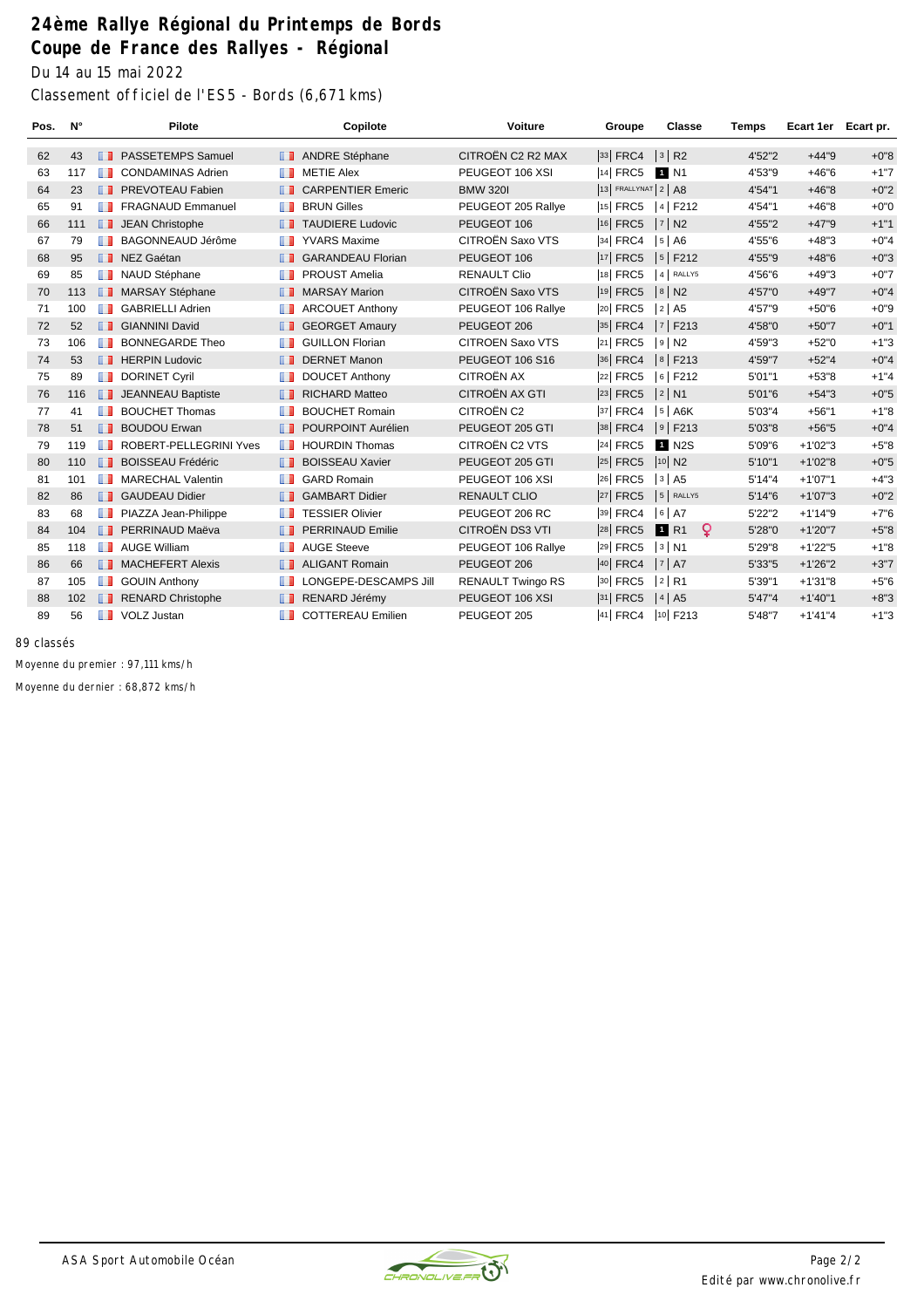# 24ème Rallye Régional du Printemps de Bords
# Coupe de France des Rallyes - Régional

Du 14 au 15 mai 2022

Classement officiel de l'ES5 - Bords (6,671 kms)

| Pos. | N° | Pilote | Copilote | Voiture | Groupe | Classe | Temps | Ecart 1er | Ecart pr. |
|---|---|---|---|---|---|---|---|---|---|
| 62 | 43 | PASSETEMPS Samuel | ANDRE Stéphane | CITROËN C2 R2 MAX | 33 FRC4 | 3 R2 | 4'52"2 | +44"9 | +0"8 |
| 63 | 117 | CONDAMINAS Adrien | METIE Alex | PEUGEOT 106 XSI | 14 FRC5 | 1 N1 | 4'53"9 | +46"6 | +1"7 |
| 64 | 23 | PREVOTEAU Fabien | CARPENTIER Emeric | BMW 320I | 13 FRALLYNAT | 2 A8 | 4'54"1 | +46"8 | +0"2 |
| 65 | 91 | FRAGNAUD Emmanuel | BRUN Gilles | PEUGEOT 205 Rallye | 15 FRC5 | 4 F212 | 4'54"1 | +46"8 | +0"0 |
| 66 | 111 | JEAN Christophe | TAUDIERE Ludovic | PEUGEOT 106 | 16 FRC5 | 7 N2 | 4'55"2 | +47"9 | +1"1 |
| 67 | 79 | BAGONNEAUD Jérôme | YVARS Maxime | CITROËN Saxo VTS | 34 FRC4 | 5 A6 | 4'55"6 | +48"3 | +0"4 |
| 68 | 95 | NEZ Gaétan | GARANDEAU Florian | PEUGEOT 106 | 17 FRC5 | 5 F212 | 4'55"9 | +48"6 | +0"3 |
| 69 | 85 | NAUD Stéphane | PROUST Amelia | RENAULT Clio | 18 FRC5 | 4 RALLY5 | 4'56"6 | +49"3 | +0"7 |
| 70 | 113 | MARSAY Stéphane | MARSAY Marion | CITROËN Saxo VTS | 19 FRC5 | 8 N2 | 4'57"0 | +49"7 | +0"4 |
| 71 | 100 | GABRIELLI Adrien | ARCOUET Anthony | PEUGEOT 106 Rallye | 20 FRC5 | 2 A5 | 4'57"9 | +50"6 | +0"9 |
| 72 | 52 | GIANNINI David | GEORGET Amaury | PEUGEOT 206 | 35 FRC4 | 7 F213 | 4'58"0 | +50"7 | +0"1 |
| 73 | 106 | BONNEGARDE Theo | GUILLON Florian | CITROEN Saxo VTS | 21 FRC5 | 9 N2 | 4'59"3 | +52"0 | +1"3 |
| 74 | 53 | HERPIN Ludovic | DERNET Manon | PEUGEOT 106 S16 | 36 FRC4 | 8 F213 | 4'59"7 | +52"4 | +0"4 |
| 75 | 89 | DORINET Cyril | DOUCET Anthony | CITROËN AX | 22 FRC5 | 6 F212 | 5'01"1 | +53"8 | +1"4 |
| 76 | 116 | JEANNEAU Baptiste | RICHARD Matteo | CITROËN AX GTI | 23 FRC5 | 2 N1 | 5'01"6 | +54"3 | +0"5 |
| 77 | 41 | BOUCHET Thomas | BOUCHET Romain | CITROËN C2 | 37 FRC4 | 5 A6K | 5'03"4 | +56"1 | +1"8 |
| 78 | 51 | BOUDOU Erwan | POURPOINT Aurélien | PEUGEOT 205 GTI | 38 FRC4 | 9 F213 | 5'03"8 | +56"5 | +0"4 |
| 79 | 119 | ROBERT-PELLEGRINI Yves | HOURDIN Thomas | CITROËN C2 VTS | 24 FRC5 | 1 N2S | 5'09"6 | +1'02"3 | +5"8 |
| 80 | 110 | BOISSEAU Frédéric | BOISSEAU Xavier | PEUGEOT 205 GTI | 25 FRC5 | 10 N2 | 5'10"1 | +1'02"8 | +0"5 |
| 81 | 101 | MARECHAL Valentin | GARD Romain | PEUGEOT 106 XSI | 26 FRC5 | 3 A5 | 5'14"4 | +1'07"1 | +4"3 |
| 82 | 86 | GAUDEAU Didier | GAMBART Didier | RENAULT CLIO | 27 FRC5 | 5 RALLY5 | 5'14"6 | +1'07"3 | +0"2 |
| 83 | 68 | PIAZZA Jean-Philippe | TESSIER Olivier | PEUGEOT 206 RC | 39 FRC4 | 6 A7 | 5'22"2 | +1'14"9 | +7"6 |
| 84 | 104 | PERRINAUD Maëva | PERRINAUD Emilie | CITROËN DS3 VTI | 28 FRC5 | 1 R1 ♀ | 5'28"0 | +1'20"7 | +5"8 |
| 85 | 118 | AUGE William | AUGE Steeve | PEUGEOT 106 Rallye | 29 FRC5 | 3 N1 | 5'29"8 | +1'22"5 | +1"8 |
| 86 | 66 | MACHEFERT Alexis | ALIGANT Romain | PEUGEOT 206 | 40 FRC4 | 7 A7 | 5'33"5 | +1'26"2 | +3"7 |
| 87 | 105 | GOUIN Anthony | LONGEPE-DESCAMPS Jill | RENAULT Twingo RS | 30 FRC5 | 2 R1 | 5'39"1 | +1'31"8 | +5"6 |
| 88 | 102 | RENARD Christophe | RENARD Jérémy | PEUGEOT 106 XSI | 31 FRC5 | 4 A5 | 5'47"4 | +1'40"1 | +8"3 |
| 89 | 56 | VOLZ Justan | COTTEREAU Emilien | PEUGEOT 205 | 41 FRC4 | 10 F213 | 5'48"7 | +1'41"4 | +1"3 |

89 classés

Moyenne du premier : 97,111 kms/h

Moyenne du dernier : 68,872 kms/h

ASA Sport Automobile Océan

Edité par www.chronolive.fr